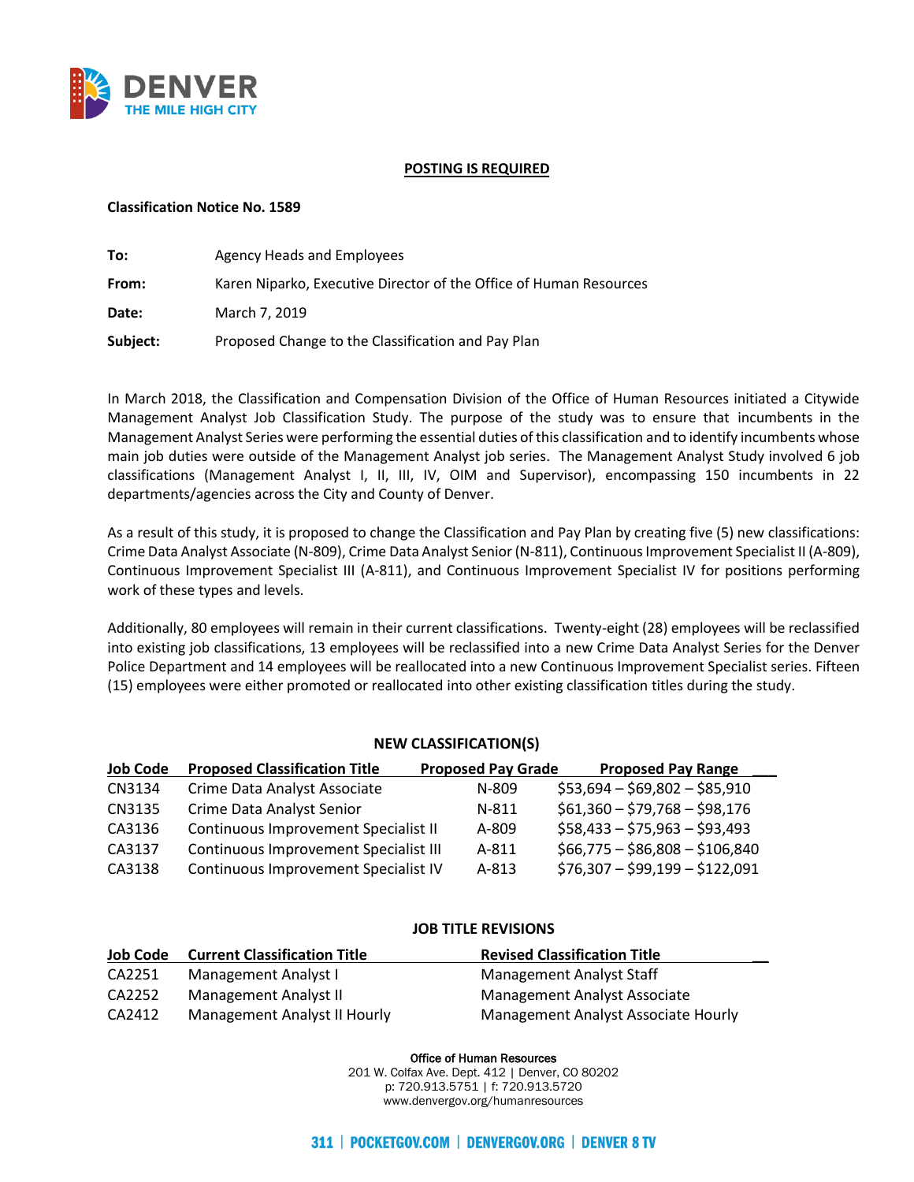**POSTING IS REQUIRED**

**Classification Notice No. 1589**

**To:** Agency Heads and Employees

**From:** Karen Niparko, Executive Director of the Office of Human Resources

**Date:** March 7, 2019

**Subject:** Proposed Change to the Classification and Pay Plan

In March 2018, the Classification and Compensation Division of the Office of Human Resources initiated a Citywide Management Analyst Job Classification Study. The purpose of the study was to ensure that incumbents in the Management Analyst Series were performing the essential duties of this classification and to identify incumbents whose main job duties were outside of the Management Analyst job series. The Management Analyst Study involved 6 job classifications (Management Analyst I, II, III, IV, OIM and Supervisor), encompassing 150 incumbents in 22 departments/agencies across the City and County of Denver.

As a result of this study, it is proposed to change the Classification and Pay Plan by creating five (5) new classifications: Crime Data Analyst Associate (N-809), Crime Data Analyst Senior (N-811), Continuous Improvement Specialist II (A-809), Continuous Improvement Specialist III (A-811), and Continuous Improvement Specialist IV for positions performing work of these types and levels.

Additionally, 80 employees will remain in their current classifications. Twenty-eight (28) employees will be reclassified into existing job classifications, 13 employees will be reclassified into a new Crime Data Analyst Series for the Denver Police Department and 14 employees will be reallocated into a new Continuous Improvement Specialist series. Fifteen (15) employees were either promoted or reallocated into other existing classification titles during the study.

**NEW CLASSIFICATION(S)**

| Job Code | Proposed Classification Title | Proposed Pay Grade | Proposed Pay Range |
|---|---|---|---|
| CN3134 | Crime Data Analyst Associate | N-809 | $53,694 – $69,802 – $85,910 |
| CN3135 | Crime Data Analyst Senior | N-811 | $61,360 – $79,768 – $98,176 |
| CA3136 | Continuous Improvement Specialist II | A-809 | $58,433 – $75,963 – $93,493 |
| CA3137 | Continuous Improvement Specialist III | A-811 | $66,775 – $86,808 – $106,840 |
| CA3138 | Continuous Improvement Specialist IV | A-813 | $76,307 – $99,199 – $122,091 |

**JOB TITLE REVISIONS**

| Job Code | Current Classification Title | Revised Classification Title |
|---|---|---|
| CA2251 | Management Analyst I | Management Analyst Staff |
| CA2252 | Management Analyst II | Management Analyst Associate |
| CA2412 | Management Analyst II Hourly | Management Analyst Associate Hourly |

Office of Human Resources
201 W. Colfax Ave. Dept. 412 | Denver, CO 80202
p: 720.913.5751 | f: 720.913.5720
www.denvergov.org/humanresources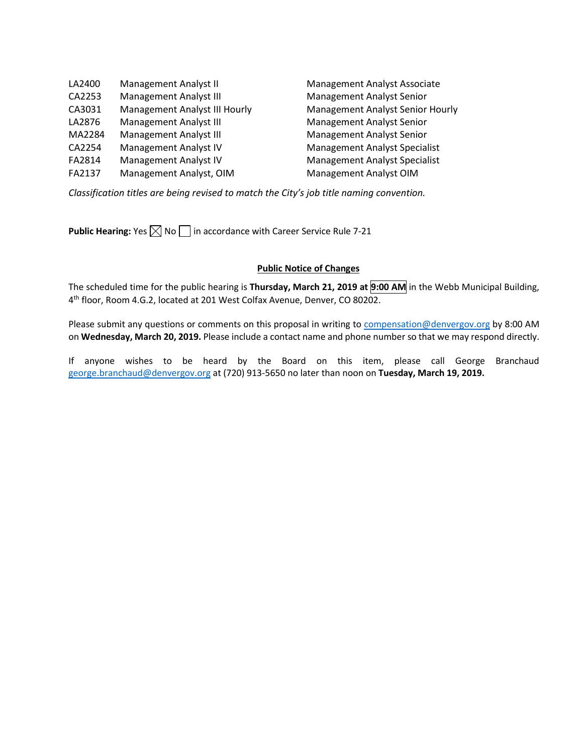| | | |
|---|---|---|
| LA2400 | Management Analyst II | Management Analyst Associate |
| CA2253 | Management Analyst III | Management Analyst Senior |
| CA3031 | Management Analyst III Hourly | Management Analyst Senior Hourly |
| LA2876 | Management Analyst III | Management Analyst Senior |
| MA2284 | Management Analyst III | Management Analyst Senior |
| CA2254 | Management Analyst IV | Management Analyst Specialist |
| FA2814 | Management Analyst IV | Management Analyst Specialist |
| FA2137 | Management Analyst, OIM | Management Analyst OIM |

*Classification titles are being revised to match the City's job title naming convention.*

**Public Hearing:** Yes ☒ No ☐ in accordance with Career Service Rule 7-21

**Public Notice of Changes**

The scheduled time for the public hearing is **Thursday, March 21, 2019 at 9:00 AM** in the Webb Municipal Building, 4th floor, Room 4.G.2, located at 201 West Colfax Avenue, Denver, CO 80202.

Please submit any questions or comments on this proposal in writing to compensation@denvergov.org by 8:00 AM on **Wednesday, March 20, 2019.** Please include a contact name and phone number so that we may respond directly.

If anyone wishes to be heard by the Board on this item, please call George Branchaud george.branchaud@denvergov.org at (720) 913-5650 no later than noon on **Tuesday, March 19, 2019.**